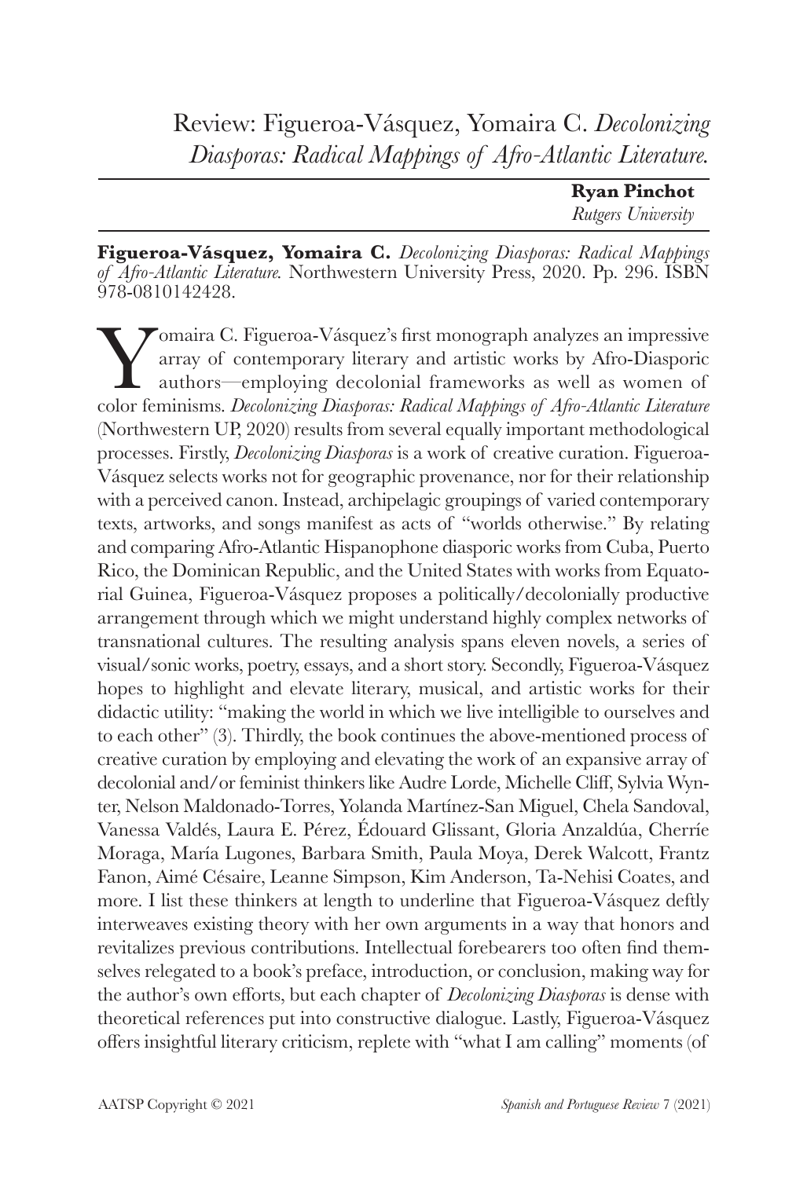# Review: Figueroa-Vásquez, Yomaira C. *Decolonizing Diasporas: Radical Mappings of Afro-Atlantic Literature.*

**Ryan Pinchot**
*Rutgers University*

**Figueroa-Vásquez, Yomaira C.** *Decolonizing Diasporas: Radical Mappings of Afro-Atlantic Literature.* Northwestern University Press, 2020. Pp. 296. ISBN 978-0810142428.

Yomaira C. Figueroa-Vásquez's first monograph analyzes an impressive array of contemporary literary and artistic works by Afro-Diasporic authors—employing decolonial frameworks as well as women of color feminisms. *Decolonizing Diasporas: Radical Mappings of Afro-Atlantic Literature* (Northwestern UP, 2020) results from several equally important methodological processes. Firstly, *Decolonizing Diasporas* is a work of creative curation. Figueroa-Vásquez selects works not for geographic provenance, nor for their relationship with a perceived canon. Instead, archipelagic groupings of varied contemporary texts, artworks, and songs manifest as acts of "worlds otherwise." By relating and comparing Afro-Atlantic Hispanophone diasporic works from Cuba, Puerto Rico, the Dominican Republic, and the United States with works from Equatorial Guinea, Figueroa-Vásquez proposes a politically/decolonially productive arrangement through which we might understand highly complex networks of transnational cultures. The resulting analysis spans eleven novels, a series of visual/sonic works, poetry, essays, and a short story. Secondly, Figueroa-Vásquez hopes to highlight and elevate literary, musical, and artistic works for their didactic utility: "making the world in which we live intelligible to ourselves and to each other" (3). Thirdly, the book continues the above-mentioned process of creative curation by employing and elevating the work of an expansive array of decolonial and/or feminist thinkers like Audre Lorde, Michelle Cliff, Sylvia Wynter, Nelson Maldonado-Torres, Yolanda Martínez-San Miguel, Chela Sandoval, Vanessa Valdés, Laura E. Pérez, Édouard Glissant, Gloria Anzaldúa, Cherríe Moraga, María Lugones, Barbara Smith, Paula Moya, Derek Walcott, Frantz Fanon, Aimé Césaire, Leanne Simpson, Kim Anderson, Ta-Nehisi Coates, and more. I list these thinkers at length to underline that Figueroa-Vásquez deftly interweaves existing theory with her own arguments in a way that honors and revitalizes previous contributions. Intellectual forebearers too often find themselves relegated to a book's preface, introduction, or conclusion, making way for the author's own efforts, but each chapter of *Decolonizing Diasporas* is dense with theoretical references put into constructive dialogue. Lastly, Figueroa-Vásquez offers insightful literary criticism, replete with "what I am calling" moments (of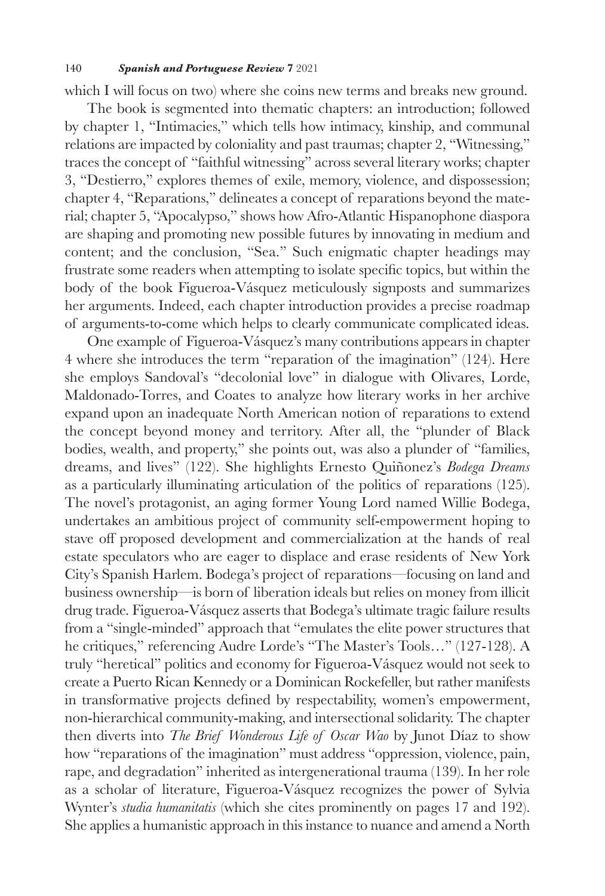which I will focus on two) where she coins new terms and breaks new ground.

The book is segmented into thematic chapters: an introduction; followed by chapter 1, "Intimacies," which tells how intimacy, kinship, and communal relations are impacted by coloniality and past traumas; chapter 2, "Witnessing," traces the concept of "faithful witnessing" across several literary works; chapter 3, "Destierro," explores themes of exile, memory, violence, and dispossession; chapter 4, "Reparations," delineates a concept of reparations beyond the material; chapter 5, "Apocalypso," shows how Afro-Atlantic Hispanophone diaspora are shaping and promoting new possible futures by innovating in medium and content; and the conclusion, "Sea." Such enigmatic chapter headings may frustrate some readers when attempting to isolate specific topics, but within the body of the book Figueroa-Vásquez meticulously signposts and summarizes her arguments. Indeed, each chapter introduction provides a precise roadmap of arguments-to-come which helps to clearly communicate complicated ideas.

One example of Figueroa-Vásquez's many contributions appears in chapter 4 where she introduces the term "reparation of the imagination" (124). Here she employs Sandoval's "decolonial love" in dialogue with Olivares, Lorde, Maldonado-Torres, and Coates to analyze how literary works in her archive expand upon an inadequate North American notion of reparations to extend the concept beyond money and territory. After all, the "plunder of Black bodies, wealth, and property," she points out, was also a plunder of "families, dreams, and lives" (122). She highlights Ernesto Quiñonez's *Bodega Dreams* as a particularly illuminating articulation of the politics of reparations (125). The novel's protagonist, an aging former Young Lord named Willie Bodega, undertakes an ambitious project of community self-empowerment hoping to stave off proposed development and commercialization at the hands of real estate speculators who are eager to displace and erase residents of New York City's Spanish Harlem. Bodega's project of reparations—focusing on land and business ownership—is born of liberation ideals but relies on money from illicit drug trade. Figueroa-Vásquez asserts that Bodega's ultimate tragic failure results from a "single-minded" approach that "emulates the elite power structures that he critiques," referencing Audre Lorde's "The Master's Tools…" (127-128). A truly "heretical" politics and economy for Figueroa-Vásquez would not seek to create a Puerto Rican Kennedy or a Dominican Rockefeller, but rather manifests in transformative projects defined by respectability, women's empowerment, non-hierarchical community-making, and intersectional solidarity. The chapter then diverts into *The Brief Wonderous Life of Oscar Wao* by Junot Díaz to show how "reparations of the imagination" must address "oppression, violence, pain, rape, and degradation" inherited as intergenerational trauma (139). In her role as a scholar of literature, Figueroa-Vásquez recognizes the power of Sylvia Wynter's *studia humanitatis* (which she cites prominently on pages 17 and 192). She applies a humanistic approach in this instance to nuance and amend a North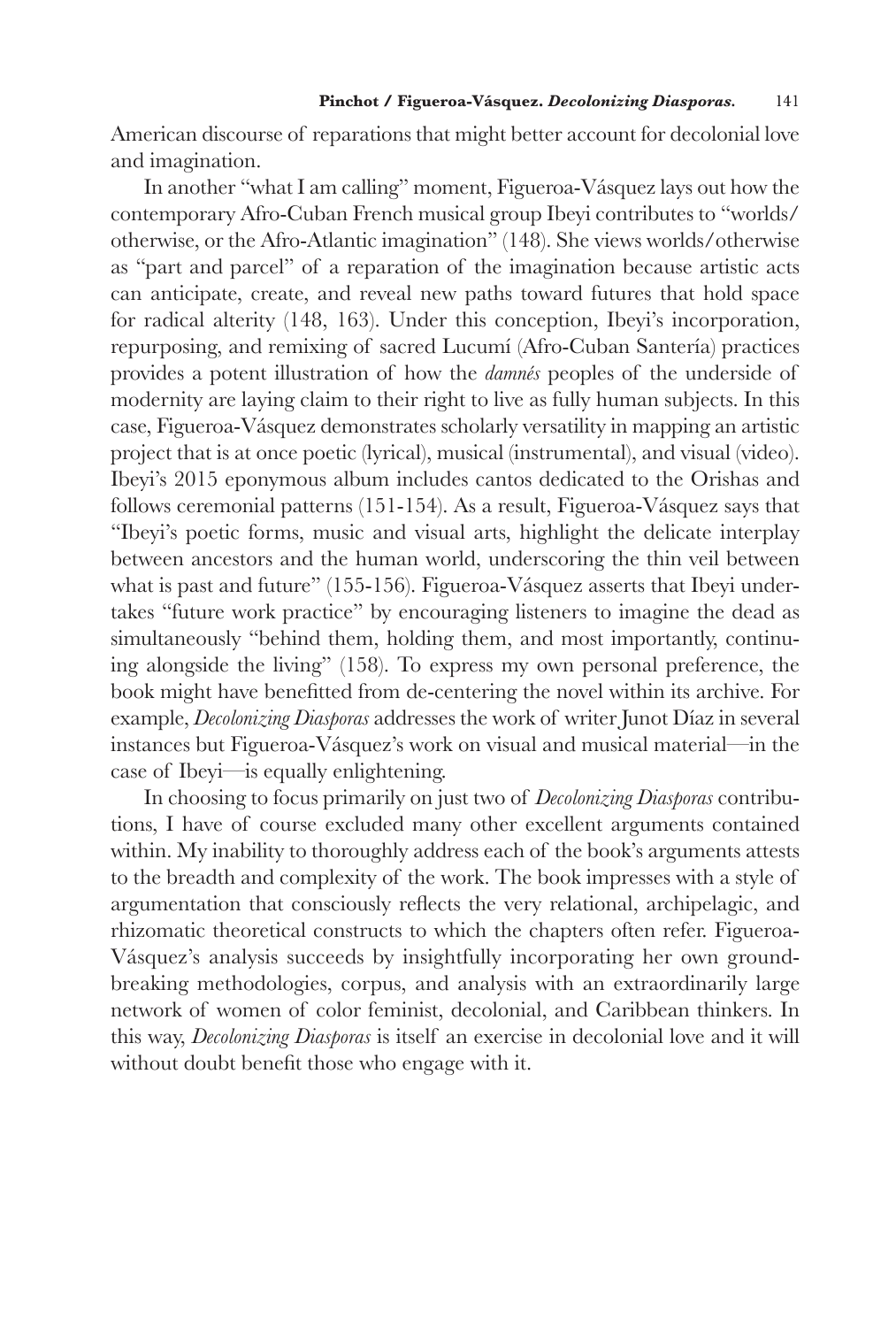American discourse of reparations that might better account for decolonial love and imagination.

In another "what I am calling" moment, Figueroa-Vásquez lays out how the contemporary Afro-Cuban French musical group Ibeyi contributes to "worlds/otherwise, or the Afro-Atlantic imagination" (148). She views worlds/otherwise as "part and parcel" of a reparation of the imagination because artistic acts can anticipate, create, and reveal new paths toward futures that hold space for radical alterity (148, 163). Under this conception, Ibeyi's incorporation, repurposing, and remixing of sacred Lucumí (Afro-Cuban Santería) practices provides a potent illustration of how the *damnés* peoples of the underside of modernity are laying claim to their right to live as fully human subjects. In this case, Figueroa-Vásquez demonstrates scholarly versatility in mapping an artistic project that is at once poetic (lyrical), musical (instrumental), and visual (video). Ibeyi's 2015 eponymous album includes cantos dedicated to the Orishas and follows ceremonial patterns (151-154). As a result, Figueroa-Vásquez says that "Ibeyi's poetic forms, music and visual arts, highlight the delicate interplay between ancestors and the human world, underscoring the thin veil between what is past and future" (155-156). Figueroa-Vásquez asserts that Ibeyi undertakes "future work practice" by encouraging listeners to imagine the dead as simultaneously "behind them, holding them, and most importantly, continuing alongside the living" (158). To express my own personal preference, the book might have benefitted from de-centering the novel within its archive. For example, *Decolonizing Diasporas* addresses the work of writer Junot Díaz in several instances but Figueroa-Vásquez's work on visual and musical material—in the case of Ibeyi—is equally enlightening.

In choosing to focus primarily on just two of *Decolonizing Diasporas* contributions, I have of course excluded many other excellent arguments contained within. My inability to thoroughly address each of the book's arguments attests to the breadth and complexity of the work. The book impresses with a style of argumentation that consciously reflects the very relational, archipelagic, and rhizomatic theoretical constructs to which the chapters often refer. Figueroa-Vásquez's analysis succeeds by insightfully incorporating her own groundbreaking methodologies, corpus, and analysis with an extraordinarily large network of women of color feminist, decolonial, and Caribbean thinkers. In this way, *Decolonizing Diasporas* is itself an exercise in decolonial love and it will without doubt benefit those who engage with it.